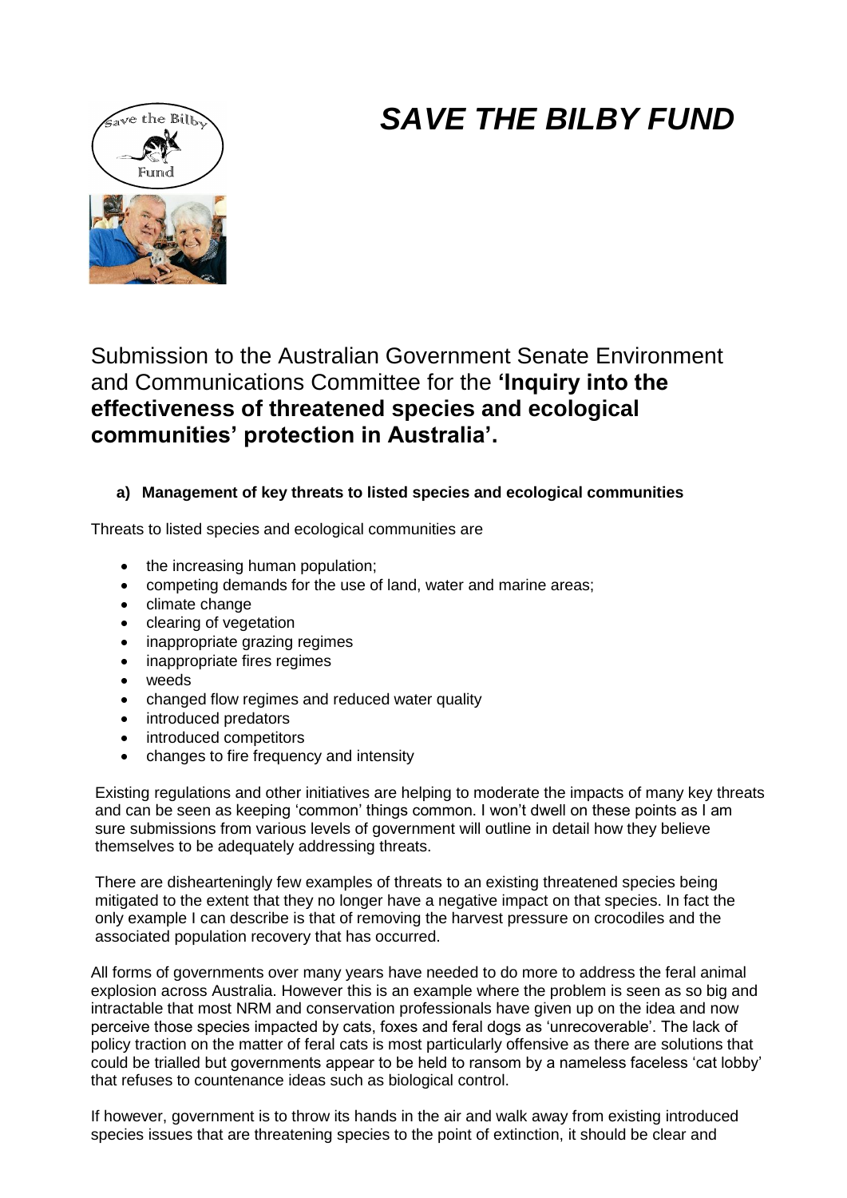# *SAVE THE BILBY FUND*

Submission to the Australian Government Senate Environment and Communications Committee for the **'Inquiry into the effectiveness of threatened species and ecological communities' protection in Australia'.**

### a) Management of key threats to listed species and ecological communities

Threats to listed species and ecological communities are

- the increasing human population;
- competing demands for the use of land, water and marine areas;
- climate change
- clearing of vegetation
- inappropriate grazing regimes
- inappropriate fires regimes
- weeds
- changed flow regimes and reduced water quality
- introduced predators
- introduced competitors
- changes to fire frequency and intensity

Existing regulations and other initiatives are helping to moderate the impacts of many key threats and can be seen as keeping 'common' things common. I won't dwell on these points as I am sure submissions from various levels of government will outline in detail how they believe themselves to be adequately addressing threats.

There are dishearteningly few examples of threats to an existing threatened species being mitigated to the extent that they no longer have a negative impact on that species. In fact the only example I can describe is that of removing the harvest pressure on crocodiles and the associated population recovery that has occurred.

All forms of governments over many years have needed to do more to address the feral animal explosion across Australia. However this is an example where the problem is seen as so big and intractable that most NRM and conservation professionals have given up on the idea and now perceive those species impacted by cats, foxes and feral dogs as 'unrecoverable'. The lack of policy traction on the matter of feral cats is most particularly offensive as there are solutions that could be trialled but governments appear to be held to ransom by a nameless faceless 'cat lobby' that refuses to countenance ideas such as biological control.

If however, government is to throw its hands in the air and walk away from existing introduced species issues that are threatening species to the point of extinction, it should be clear and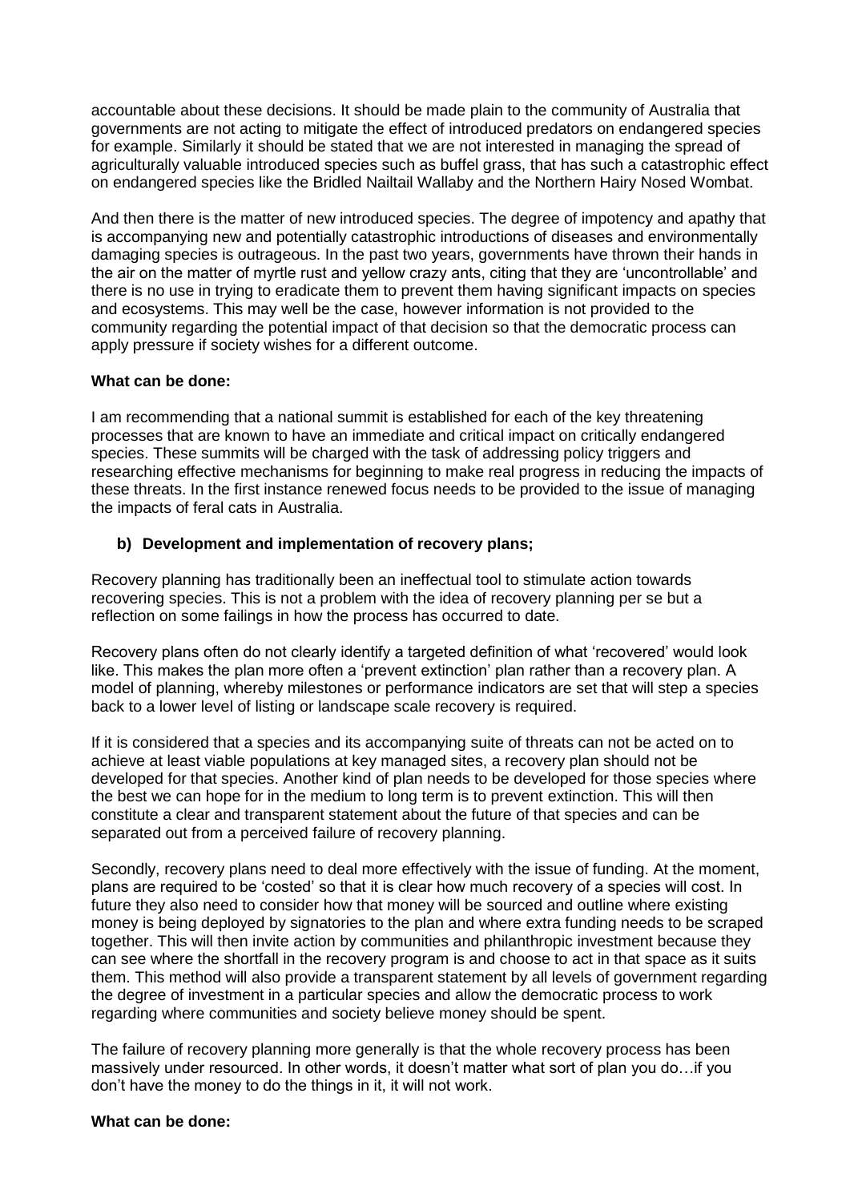accountable about these decisions. It should be made plain to the community of Australia that governments are not acting to mitigate the effect of introduced predators on endangered species for example. Similarly it should be stated that we are not interested in managing the spread of agriculturally valuable introduced species such as buffel grass, that has such a catastrophic effect on endangered species like the Bridled Nailtail Wallaby and the Northern Hairy Nosed Wombat.

And then there is the matter of new introduced species. The degree of impotency and apathy that is accompanying new and potentially catastrophic introductions of diseases and environmentally damaging species is outrageous. In the past two years, governments have thrown their hands in the air on the matter of myrtle rust and yellow crazy ants, citing that they are 'uncontrollable' and there is no use in trying to eradicate them to prevent them having significant impacts on species and ecosystems. This may well be the case, however information is not provided to the community regarding the potential impact of that decision so that the democratic process can apply pressure if society wishes for a different outcome.

**What can be done:**

I am recommending that a national summit is established for each of the key threatening processes that are known to have an immediate and critical impact on critically endangered species. These summits will be charged with the task of addressing policy triggers and researching effective mechanisms for beginning to make real progress in reducing the impacts of these threats. In the first instance renewed focus needs to be provided to the issue of managing the impacts of feral cats in Australia.

**b) Development and implementation of recovery plans;**

Recovery planning has traditionally been an ineffectual tool to stimulate action towards recovering species. This is not a problem with the idea of recovery planning per se but a reflection on some failings in how the process has occurred to date.

Recovery plans often do not clearly identify a targeted definition of what 'recovered' would look like. This makes the plan more often a 'prevent extinction' plan rather than a recovery plan. A model of planning, whereby milestones or performance indicators are set that will step a species back to a lower level of listing or landscape scale recovery is required.

If it is considered that a species and its accompanying suite of threats can not be acted on to achieve at least viable populations at key managed sites, a recovery plan should not be developed for that species. Another kind of plan needs to be developed for those species where the best we can hope for in the medium to long term is to prevent extinction. This will then constitute a clear and transparent statement about the future of that species and can be separated out from a perceived failure of recovery planning.

Secondly, recovery plans need to deal more effectively with the issue of funding. At the moment, plans are required to be 'costed' so that it is clear how much recovery of a species will cost. In future they also need to consider how that money will be sourced and outline where existing money is being deployed by signatories to the plan and where extra funding needs to be scraped together. This will then invite action by communities and philanthropic investment because they can see where the shortfall in the recovery program is and choose to act in that space as it suits them. This method will also provide a transparent statement by all levels of government regarding the degree of investment in a particular species and allow the democratic process to work regarding where communities and society believe money should be spent.

The failure of recovery planning more generally is that the whole recovery process has been massively under resourced. In other words, it doesn't matter what sort of plan you do…if you don't have the money to do the things in it, it will not work.

**What can be done:**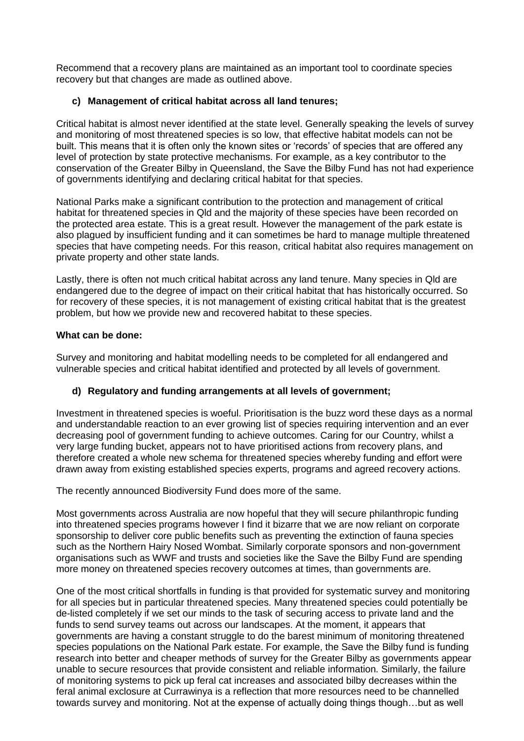Recommend that a recovery plans are maintained as an important tool to coordinate species recovery but that changes are made as outlined above.

**c) Management of critical habitat across all land tenures;**

Critical habitat is almost never identified at the state level. Generally speaking the levels of survey and monitoring of most threatened species is so low, that effective habitat models can not be built. This means that it is often only the known sites or 'records' of species that are offered any level of protection by state protective mechanisms. For example, as a key contributor to the conservation of the Greater Bilby in Queensland, the Save the Bilby Fund has not had experience of governments identifying and declaring critical habitat for that species.

National Parks make a significant contribution to the protection and management of critical habitat for threatened species in Qld and the majority of these species have been recorded on the protected area estate. This is a great result. However the management of the park estate is also plagued by insufficient funding and it can sometimes be hard to manage multiple threatened species that have competing needs. For this reason, critical habitat also requires management on private property and other state lands.

Lastly, there is often not much critical habitat across any land tenure. Many species in Qld are endangered due to the degree of impact on their critical habitat that has historically occurred. So for recovery of these species, it is not management of existing critical habitat that is the greatest problem, but how we provide new and recovered habitat to these species.

**What can be done:**

Survey and monitoring and habitat modelling needs to be completed for all endangered and vulnerable species and critical habitat identified and protected by all levels of government.

**d) Regulatory and funding arrangements at all levels of government;**

Investment in threatened species is woeful. Prioritisation is the buzz word these days as a normal and understandable reaction to an ever growing list of species requiring intervention and an ever decreasing pool of government funding to achieve outcomes. Caring for our Country, whilst a very large funding bucket, appears not to have prioritised actions from recovery plans, and therefore created a whole new schema for threatened species whereby funding and effort were drawn away from existing established species experts, programs and agreed recovery actions.

The recently announced Biodiversity Fund does more of the same.

Most governments across Australia are now hopeful that they will secure philanthropic funding into threatened species programs however I find it bizarre that we are now reliant on corporate sponsorship to deliver core public benefits such as preventing the extinction of fauna species such as the Northern Hairy Nosed Wombat. Similarly corporate sponsors and non-government organisations such as WWF and trusts and societies like the Save the Bilby Fund are spending more money on threatened species recovery outcomes at times, than governments are.

One of the most critical shortfalls in funding is that provided for systematic survey and monitoring for all species but in particular threatened species. Many threatened species could potentially be de-listed completely if we set our minds to the task of securing access to private land and the funds to send survey teams out across our landscapes. At the moment, it appears that governments are having a constant struggle to do the barest minimum of monitoring threatened species populations on the National Park estate. For example, the Save the Bilby fund is funding research into better and cheaper methods of survey for the Greater Bilby as governments appear unable to secure resources that provide consistent and reliable information. Similarly, the failure of monitoring systems to pick up feral cat increases and associated bilby decreases within the feral animal exclosure at Currawinya is a reflection that more resources need to be channelled towards survey and monitoring. Not at the expense of actually doing things though…but as well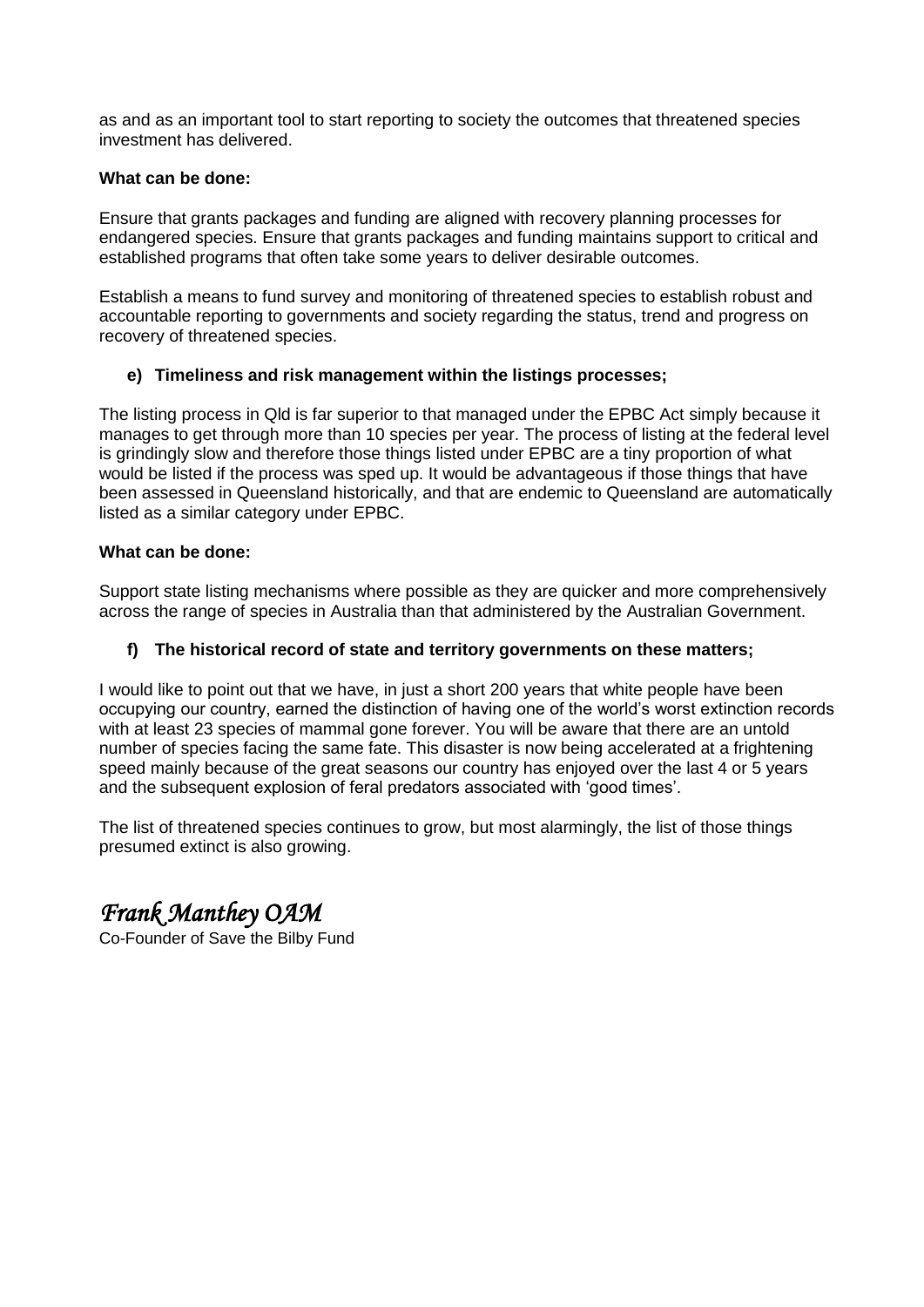as and as an important tool to start reporting to society the outcomes that threatened species investment has delivered.

**What can be done:**

Ensure that grants packages and funding are aligned with recovery planning processes for endangered species. Ensure that grants packages and funding maintains support to critical and established programs that often take some years to deliver desirable outcomes.

Establish a means to fund survey and monitoring of threatened species to establish robust and accountable reporting to governments and society regarding the status, trend and progress on recovery of threatened species.

**e) Timeliness and risk management within the listings processes;**

The listing process in Qld is far superior to that managed under the EPBC Act simply because it manages to get through more than 10 species per year. The process of listing at the federal level is grindingly slow and therefore those things listed under EPBC are a tiny proportion of what would be listed if the process was sped up. It would be advantageous if those things that have been assessed in Queensland historically, and that are endemic to Queensland are automatically listed as a similar category under EPBC.

**What can be done:**

Support state listing mechanisms where possible as they are quicker and more comprehensively across the range of species in Australia than that administered by the Australian Government.

**f) The historical record of state and territory governments on these matters;**

I would like to point out that we have, in just a short 200 years that white people have been occupying our country, earned the distinction of having one of the world's worst extinction records with at least 23 species of mammal gone forever. You will be aware that there are an untold number of species facing the same fate. This disaster is now being accelerated at a frightening speed mainly because of the great seasons our country has enjoyed over the last 4 or 5 years and the subsequent explosion of feral predators associated with 'good times'.

The list of threatened species continues to grow, but most alarmingly, the list of those things presumed extinct is also growing.

*Frank Manthey OAM*

Co-Founder of Save the Bilby Fund